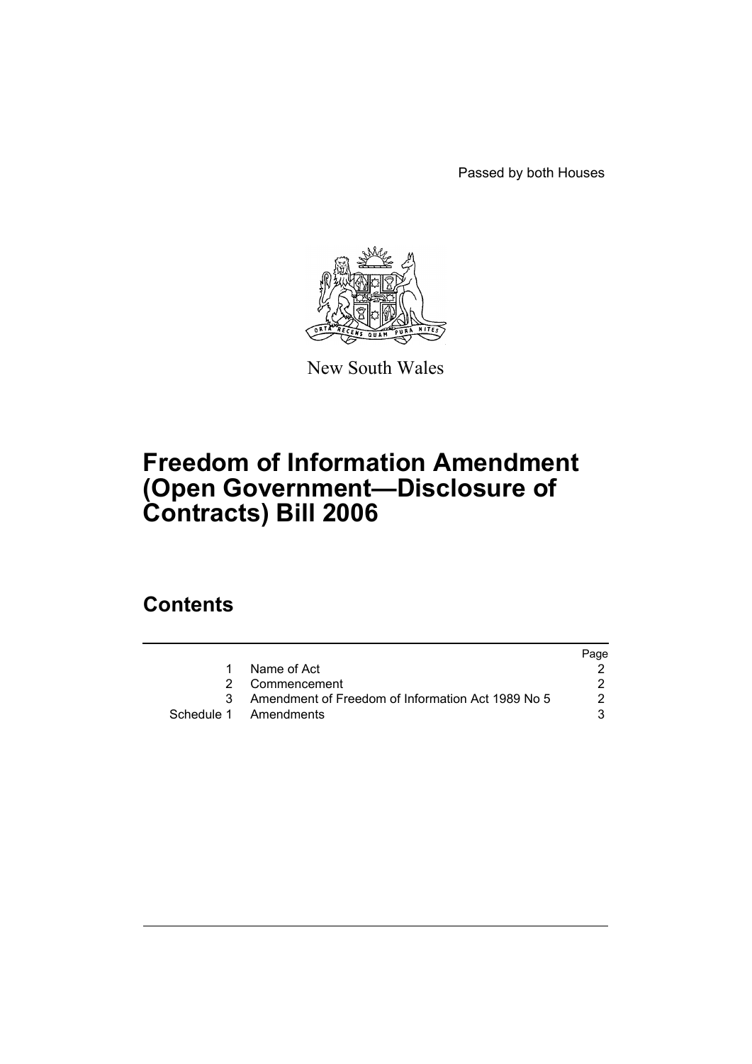Passed by both Houses

New South Wales

# Freedom of Information Amendment (Open Government—Disclosure of Contracts) Bill 2006

## Contents

| | | Page |
|---|---|---|
| 1 | Name of Act | 2 |
| 2 | Commencement | 2 |
| 3 | Amendment of Freedom of Information Act 1989 No 5 | 2 |
| Schedule 1 | Amendments | 3 |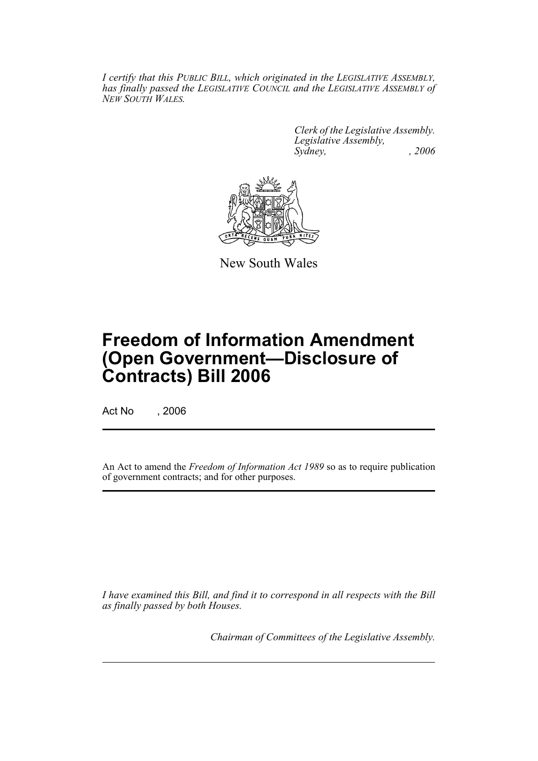*I certify that this PUBLIC BILL, which originated in the LEGISLATIVE ASSEMBLY, has finally passed the LEGISLATIVE COUNCIL and the LEGISLATIVE ASSEMBLY of NEW SOUTH WALES.*

*Clerk of the Legislative Assembly.*
*Legislative Assembly,*
*Sydney, , 2006*

New South Wales

# Freedom of Information Amendment (Open Government—Disclosure of Contracts) Bill 2006

Act No , 2006

An Act to amend the *Freedom of Information Act 1989* so as to require publication of government contracts; and for other purposes.

*I have examined this Bill, and find it to correspond in all respects with the Bill as finally passed by both Houses.*

*Chairman of Committees of the Legislative Assembly.*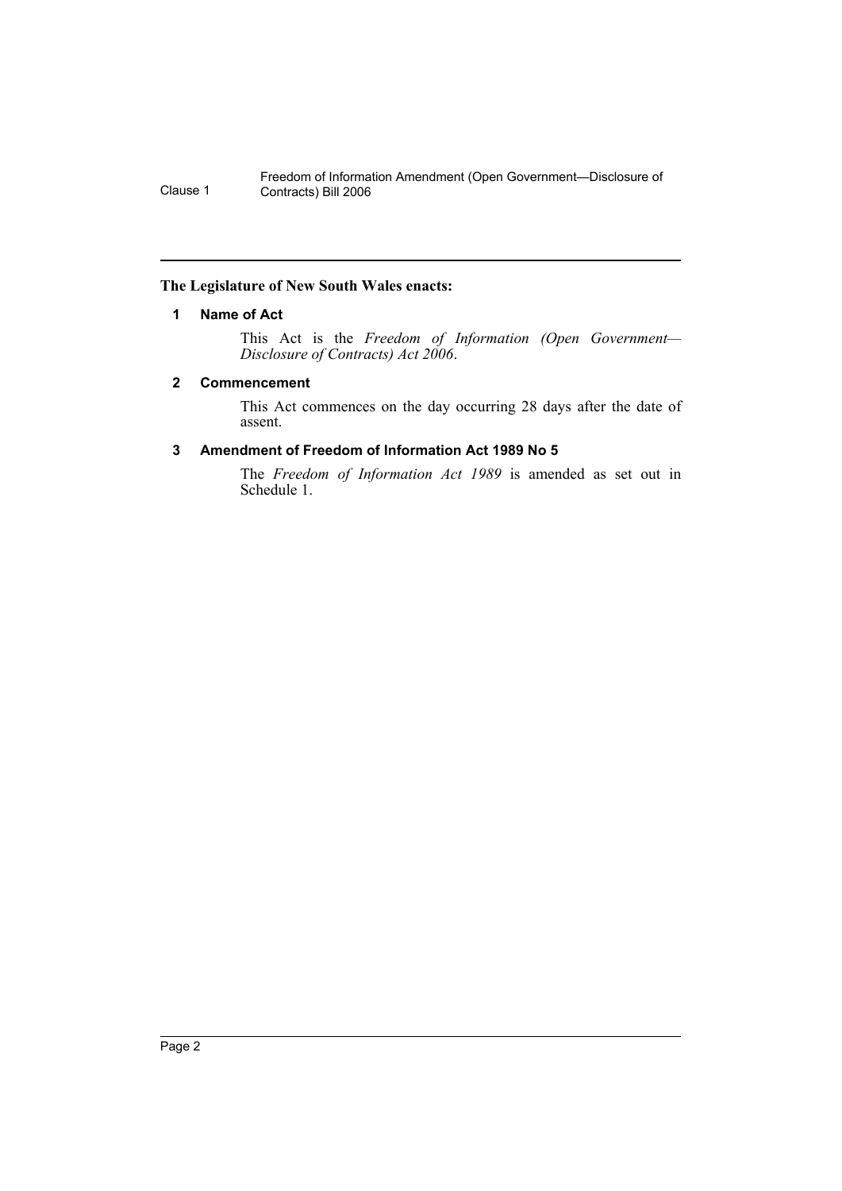**The Legislature of New South Wales enacts:**

### 1 Name of Act

This Act is the *Freedom of Information (Open Government—Disclosure of Contracts) Act 2006*.

### 2 Commencement

This Act commences on the day occurring 28 days after the date of assent.

### 3 Amendment of Freedom of Information Act 1989 No 5

The *Freedom of Information Act 1989* is amended as set out in Schedule 1.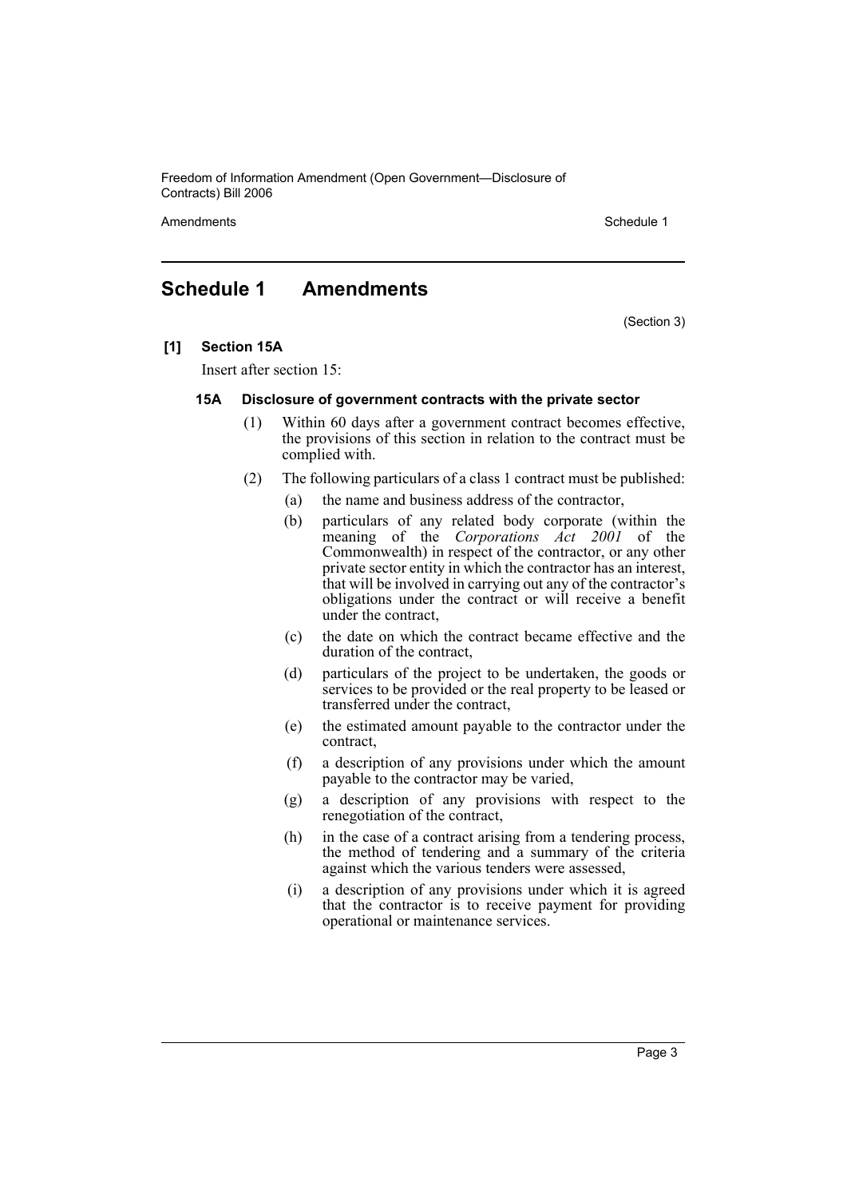## Schedule 1 Amendments

(Section 3)

**[1] Section 15A**

Insert after section 15:

**15A Disclosure of government contracts with the private sector**

(1) Within 60 days after a government contract becomes effective, the provisions of this section in relation to the contract must be complied with.

(2) The following particulars of a class 1 contract must be published:

(a) the name and business address of the contractor,

(b) particulars of any related body corporate (within the meaning of the *Corporations Act 2001* of the Commonwealth) in respect of the contractor, or any other private sector entity in which the contractor has an interest, that will be involved in carrying out any of the contractor's obligations under the contract or will receive a benefit under the contract,

(c) the date on which the contract became effective and the duration of the contract,

(d) particulars of the project to be undertaken, the goods or services to be provided or the real property to be leased or transferred under the contract,

(e) the estimated amount payable to the contractor under the contract,

(f) a description of any provisions under which the amount payable to the contractor may be varied,

(g) a description of any provisions with respect to the renegotiation of the contract,

(h) in the case of a contract arising from a tendering process, the method of tendering and a summary of the criteria against which the various tenders were assessed,

(i) a description of any provisions under which it is agreed that the contractor is to receive payment for providing operational or maintenance services.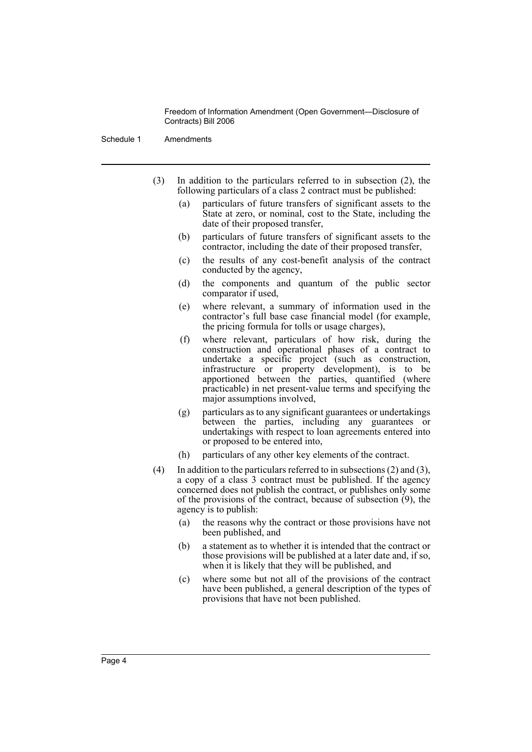(3) In addition to the particulars referred to in subsection (2), the following particulars of a class 2 contract must be published:

- (a) particulars of future transfers of significant assets to the State at zero, or nominal, cost to the State, including the date of their proposed transfer,
- (b) particulars of future transfers of significant assets to the contractor, including the date of their proposed transfer,
- (c) the results of any cost-benefit analysis of the contract conducted by the agency,
- (d) the components and quantum of the public sector comparator if used,
- (e) where relevant, a summary of information used in the contractor's full base case financial model (for example, the pricing formula for tolls or usage charges),
- (f) where relevant, particulars of how risk, during the construction and operational phases of a contract to undertake a specific project (such as construction, infrastructure or property development), is to be apportioned between the parties, quantified (where practicable) in net present-value terms and specifying the major assumptions involved,
- (g) particulars as to any significant guarantees or undertakings between the parties, including any guarantees or undertakings with respect to loan agreements entered into or proposed to be entered into,
- (h) particulars of any other key elements of the contract.

(4) In addition to the particulars referred to in subsections (2) and (3), a copy of a class 3 contract must be published. If the agency concerned does not publish the contract, or publishes only some of the provisions of the contract, because of subsection (9), the agency is to publish:

- (a) the reasons why the contract or those provisions have not been published, and
- (b) a statement as to whether it is intended that the contract or those provisions will be published at a later date and, if so, when it is likely that they will be published, and
- (c) where some but not all of the provisions of the contract have been published, a general description of the types of provisions that have not been published.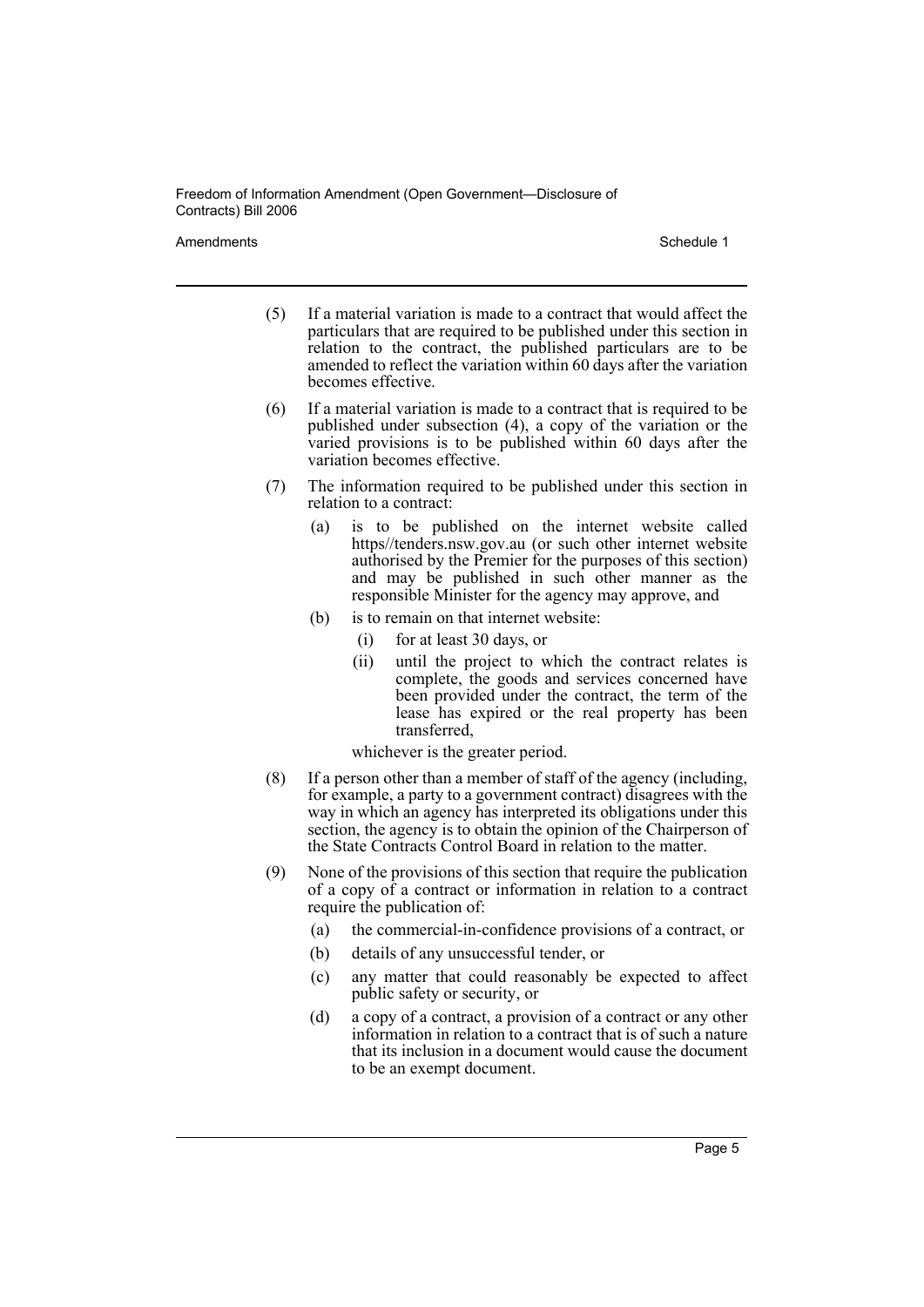(5) If a material variation is made to a contract that would affect the particulars that are required to be published under this section in relation to the contract, the published particulars are to be amended to reflect the variation within 60 days after the variation becomes effective.

(6) If a material variation is made to a contract that is required to be published under subsection (4), a copy of the variation or the varied provisions is to be published within 60 days after the variation becomes effective.

(7) The information required to be published under this section in relation to a contract:

  (a) is to be published on the internet website called https//tenders.nsw.gov.au (or such other internet website authorised by the Premier for the purposes of this section) and may be published in such other manner as the responsible Minister for the agency may approve, and

  (b) is to remain on that internet website:

    (i) for at least 30 days, or

    (ii) until the project to which the contract relates is complete, the goods and services concerned have been provided under the contract, the term of the lease has expired or the real property has been transferred,

  whichever is the greater period.

(8) If a person other than a member of staff of the agency (including, for example, a party to a government contract) disagrees with the way in which an agency has interpreted its obligations under this section, the agency is to obtain the opinion of the Chairperson of the State Contracts Control Board in relation to the matter.

(9) None of the provisions of this section that require the publication of a copy of a contract or information in relation to a contract require the publication of:

  (a) the commercial-in-confidence provisions of a contract, or

  (b) details of any unsuccessful tender, or

  (c) any matter that could reasonably be expected to affect public safety or security, or

  (d) a copy of a contract, a provision of a contract or any other information in relation to a contract that is of such a nature that its inclusion in a document would cause the document to be an exempt document.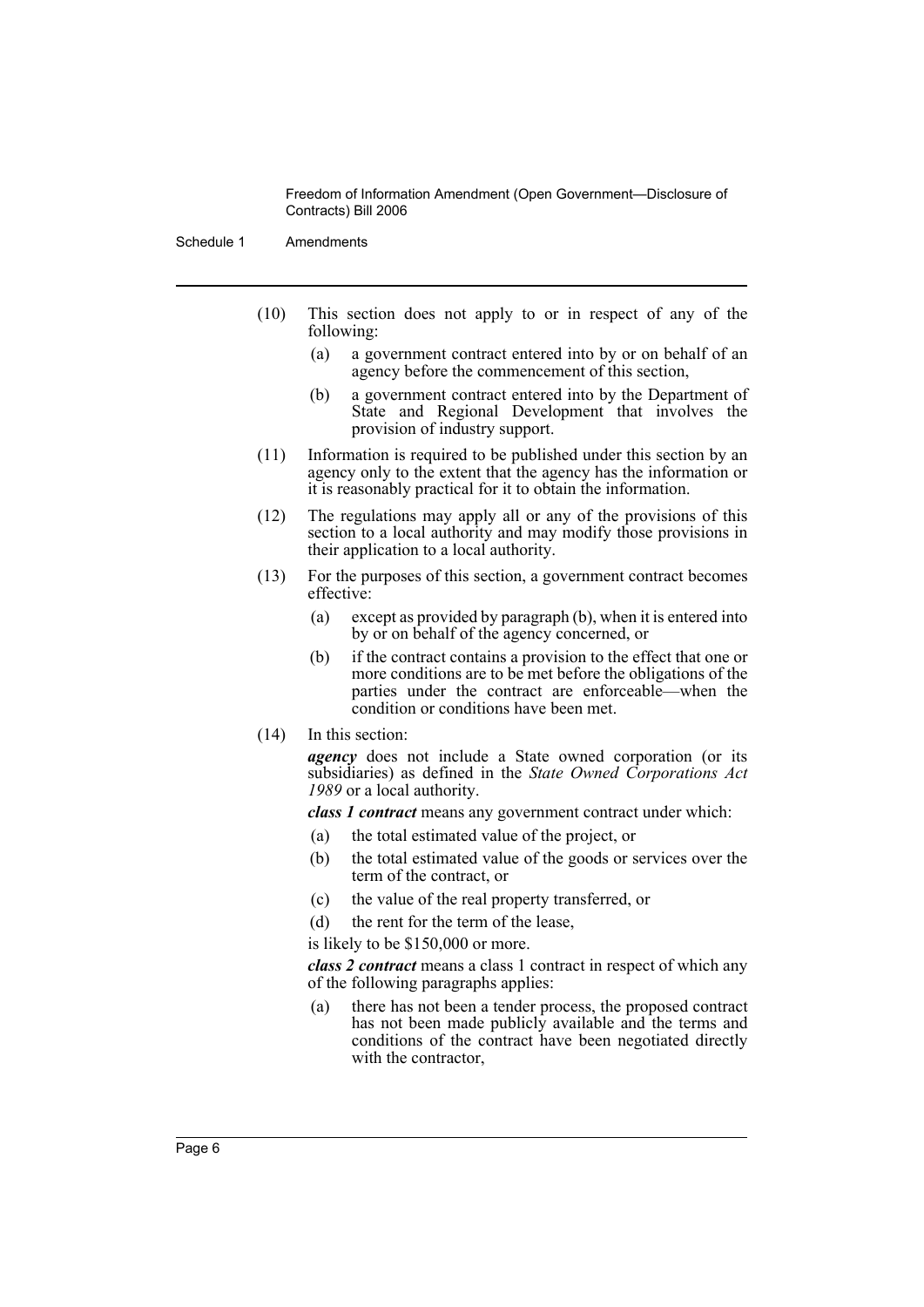(10) This section does not apply to or in respect of any of the following:

- (a) a government contract entered into by or on behalf of an agency before the commencement of this section,
- (b) a government contract entered into by the Department of State and Regional Development that involves the provision of industry support.

(11) Information is required to be published under this section by an agency only to the extent that the agency has the information or it is reasonably practical for it to obtain the information.

(12) The regulations may apply all or any of the provisions of this section to a local authority and may modify those provisions in their application to a local authority.

(13) For the purposes of this section, a government contract becomes effective:

- (a) except as provided by paragraph (b), when it is entered into by or on behalf of the agency concerned, or
- (b) if the contract contains a provision to the effect that one or more conditions are to be met before the obligations of the parties under the contract are enforceable—when the condition or conditions have been met.

(14) In this section:

***agency*** does not include a State owned corporation (or its subsidiaries) as defined in the *State Owned Corporations Act 1989* or a local authority.

***class 1 contract*** means any government contract under which:

- (a) the total estimated value of the project, or
- (b) the total estimated value of the goods or services over the term of the contract, or
- (c) the value of the real property transferred, or
- (d) the rent for the term of the lease,

is likely to be $150,000 or more.

***class 2 contract*** means a class 1 contract in respect of which any of the following paragraphs applies:

- (a) there has not been a tender process, the proposed contract has not been made publicly available and the terms and conditions of the contract have been negotiated directly with the contractor,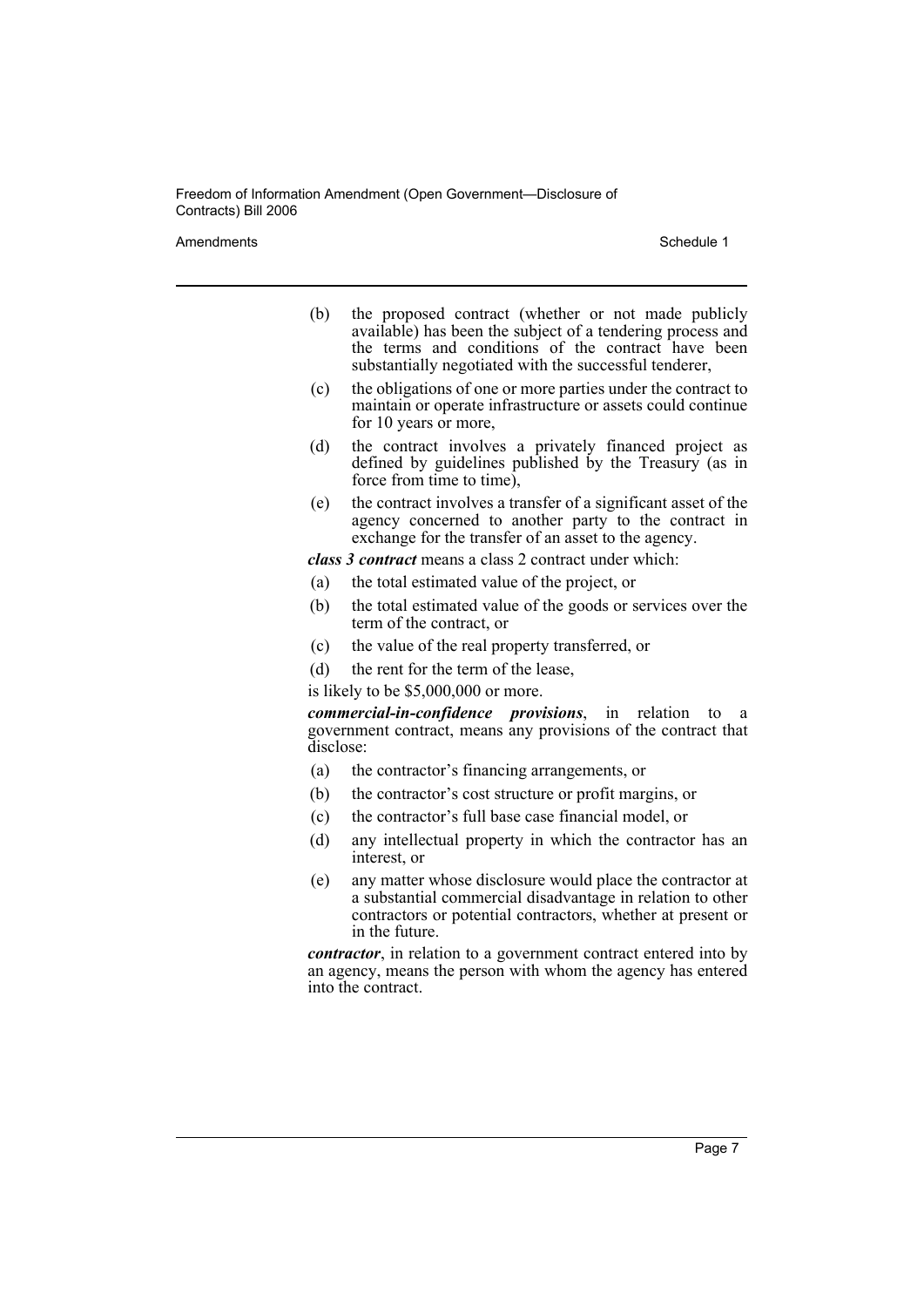(b) the proposed contract (whether or not made publicly available) has been the subject of a tendering process and the terms and conditions of the contract have been substantially negotiated with the successful tenderer,

(c) the obligations of one or more parties under the contract to maintain or operate infrastructure or assets could continue for 10 years or more,

(d) the contract involves a privately financed project as defined by guidelines published by the Treasury (as in force from time to time),

(e) the contract involves a transfer of a significant asset of the agency concerned to another party to the contract in exchange for the transfer of an asset to the agency.

***class 3 contract*** means a class 2 contract under which:

(a) the total estimated value of the project, or

(b) the total estimated value of the goods or services over the term of the contract, or

(c) the value of the real property transferred, or

(d) the rent for the term of the lease,

is likely to be $5,000,000 or more.

***commercial-in-confidence provisions***, in relation to a government contract, means any provisions of the contract that disclose:

(a) the contractor's financing arrangements, or

(b) the contractor's cost structure or profit margins, or

(c) the contractor's full base case financial model, or

(d) any intellectual property in which the contractor has an interest, or

(e) any matter whose disclosure would place the contractor at a substantial commercial disadvantage in relation to other contractors or potential contractors, whether at present or in the future.

***contractor***, in relation to a government contract entered into by an agency, means the person with whom the agency has entered into the contract.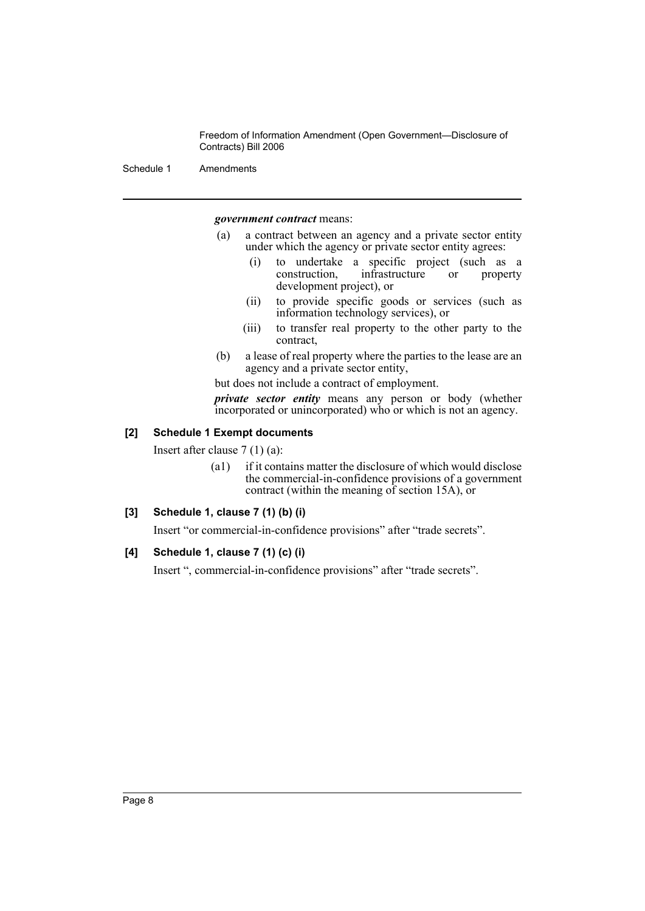***government contract*** means:

(a) a contract between an agency and a private sector entity under which the agency or private sector entity agrees:

(i) to undertake a specific project (such as a construction, infrastructure or property development project), or

(ii) to provide specific goods or services (such as information technology services), or

(iii) to transfer real property to the other party to the contract,

(b) a lease of real property where the parties to the lease are an agency and a private sector entity,

but does not include a contract of employment.

***private sector entity*** means any person or body (whether incorporated or unincorporated) who or which is not an agency.

**[2] Schedule 1 Exempt documents**

Insert after clause 7 (1) (a):

(a1) if it contains matter the disclosure of which would disclose the commercial-in-confidence provisions of a government contract (within the meaning of section 15A), or

**[3] Schedule 1, clause 7 (1) (b) (i)**

Insert "or commercial-in-confidence provisions" after "trade secrets".

**[4] Schedule 1, clause 7 (1) (c) (i)**

Insert ", commercial-in-confidence provisions" after "trade secrets".